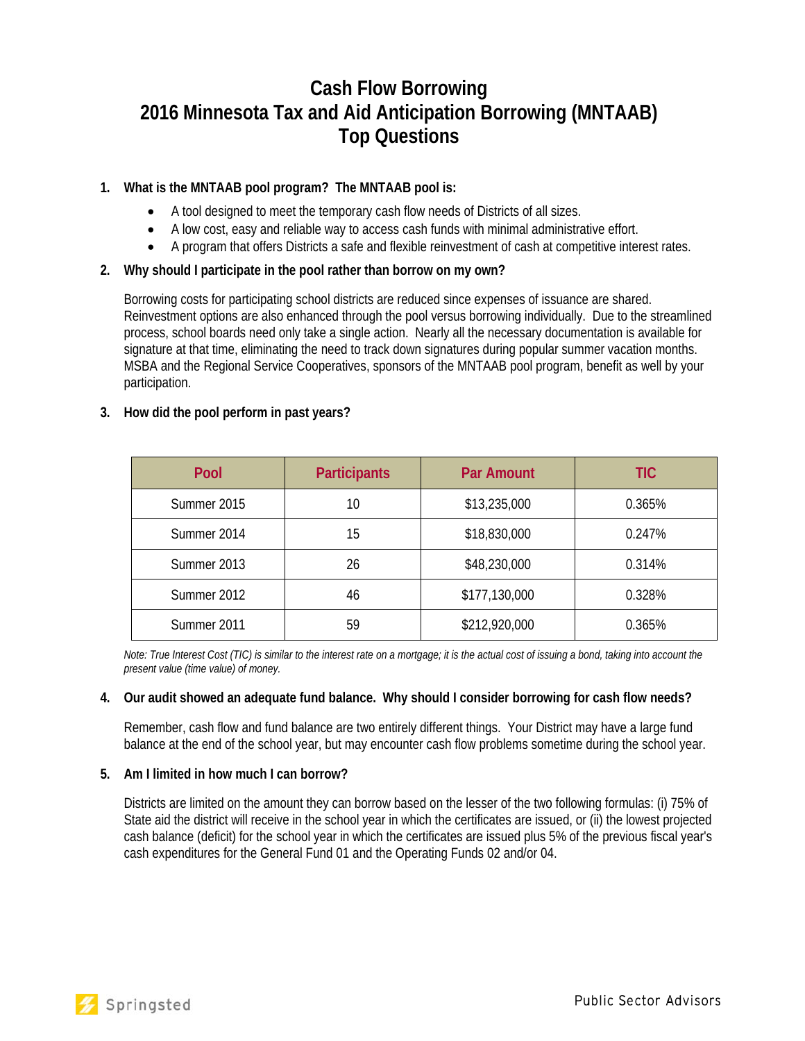# Cash Flow Borrowing
# 2016 Minnesota Tax and Aid Anticipation Borrowing (MNTAAB)
# Top Questions

1. **What is the MNTAAB pool program? The MNTAAB pool is:**
   - A tool designed to meet the temporary cash flow needs of Districts of all sizes.
   - A low cost, easy and reliable way to access cash funds with minimal administrative effort.
   - A program that offers Districts a safe and flexible reinvestment of cash at competitive interest rates.

2. **Why should I participate in the pool rather than borrow on my own?**

   Borrowing costs for participating school districts are reduced since expenses of issuance are shared. Reinvestment options are also enhanced through the pool versus borrowing individually. Due to the streamlined process, school boards need only take a single action. Nearly all the necessary documentation is available for signature at that time, eliminating the need to track down signatures during popular summer vacation months. MSBA and the Regional Service Cooperatives, sponsors of the MNTAAB pool program, benefit as well by your participation.

3. **How did the pool perform in past years?**

| Pool | Participants | Par Amount | TIC |
|---|---|---|---|
| Summer 2015 | 10 | $13,235,000 | 0.365% |
| Summer 2014 | 15 | $18,830,000 | 0.247% |
| Summer 2013 | 26 | $48,230,000 | 0.314% |
| Summer 2012 | 46 | $177,130,000 | 0.328% |
| Summer 2011 | 59 | $212,920,000 | 0.365% |

   *Note: True Interest Cost (TIC) is similar to the interest rate on a mortgage; it is the actual cost of issuing a bond, taking into account the present value (time value) of money.*

4. **Our audit showed an adequate fund balance. Why should I consider borrowing for cash flow needs?**

   Remember, cash flow and fund balance are two entirely different things. Your District may have a large fund balance at the end of the school year, but may encounter cash flow problems sometime during the school year.

5. **Am I limited in how much I can borrow?**

   Districts are limited on the amount they can borrow based on the lesser of the two following formulas: (i) 75% of State aid the district will receive in the school year in which the certificates are issued, or (ii) the lowest projected cash balance (deficit) for the school year in which the certificates are issued plus 5% of the previous fiscal year's cash expenditures for the General Fund 01 and the Operating Funds 02 and/or 04.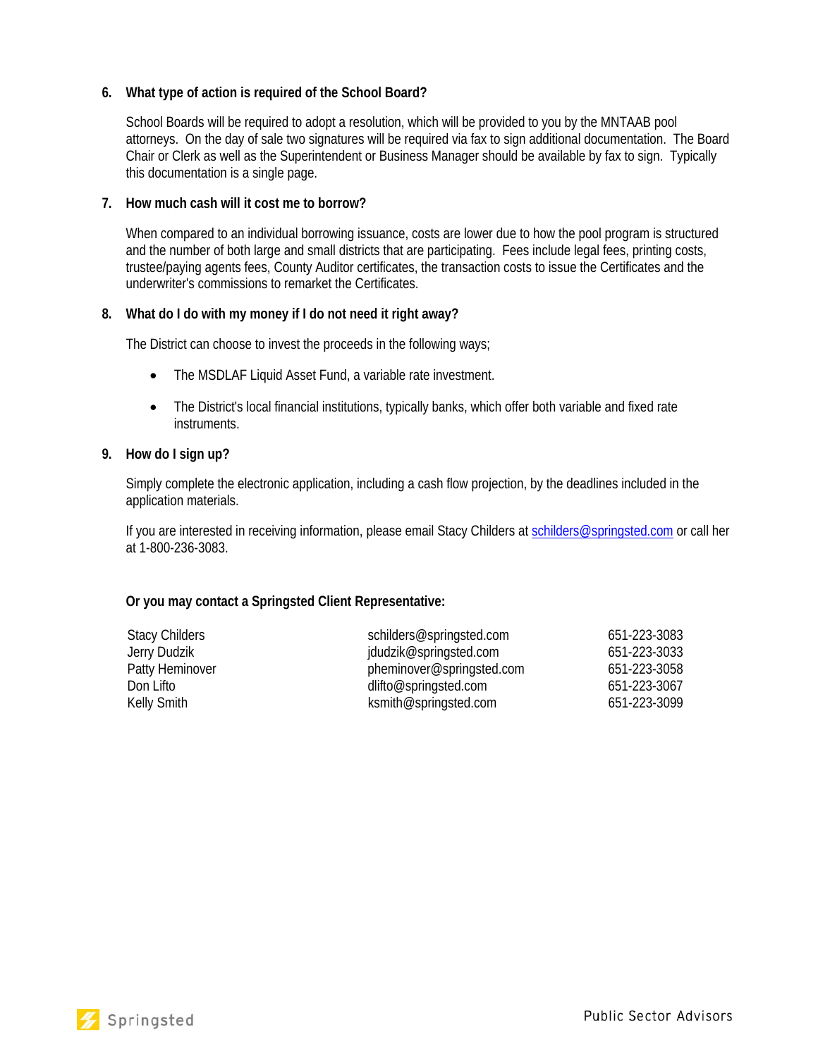**6. What type of action is required of the School Board?**

School Boards will be required to adopt a resolution, which will be provided to you by the MNTAAB pool attorneys. On the day of sale two signatures will be required via fax to sign additional documentation. The Board Chair or Clerk as well as the Superintendent or Business Manager should be available by fax to sign. Typically this documentation is a single page.

**7. How much cash will it cost me to borrow?**

When compared to an individual borrowing issuance, costs are lower due to how the pool program is structured and the number of both large and small districts that are participating. Fees include legal fees, printing costs, trustee/paying agents fees, County Auditor certificates, the transaction costs to issue the Certificates and the underwriter's commissions to remarket the Certificates.

**8. What do I do with my money if I do not need it right away?**

The District can choose to invest the proceeds in the following ways;

- The MSDLAF Liquid Asset Fund, a variable rate investment.
- The District's local financial institutions, typically banks, which offer both variable and fixed rate instruments.

**9. How do I sign up?**

Simply complete the electronic application, including a cash flow projection, by the deadlines included in the application materials.

If you are interested in receiving information, please email Stacy Childers at schilders@springsted.com or call her at 1-800-236-3083.

**Or you may contact a Springsted Client Representative:**

| | | |
|---|---|---|
| Stacy Childers | schilders@springsted.com | 651-223-3083 |
| Jerry Dudzik | jdudzik@springsted.com | 651-223-3033 |
| Patty Heminover | pheminover@springsted.com | 651-223-3058 |
| Don Lifto | dlifto@springsted.com | 651-223-3067 |
| Kelly Smith | ksmith@springsted.com | 651-223-3099 |